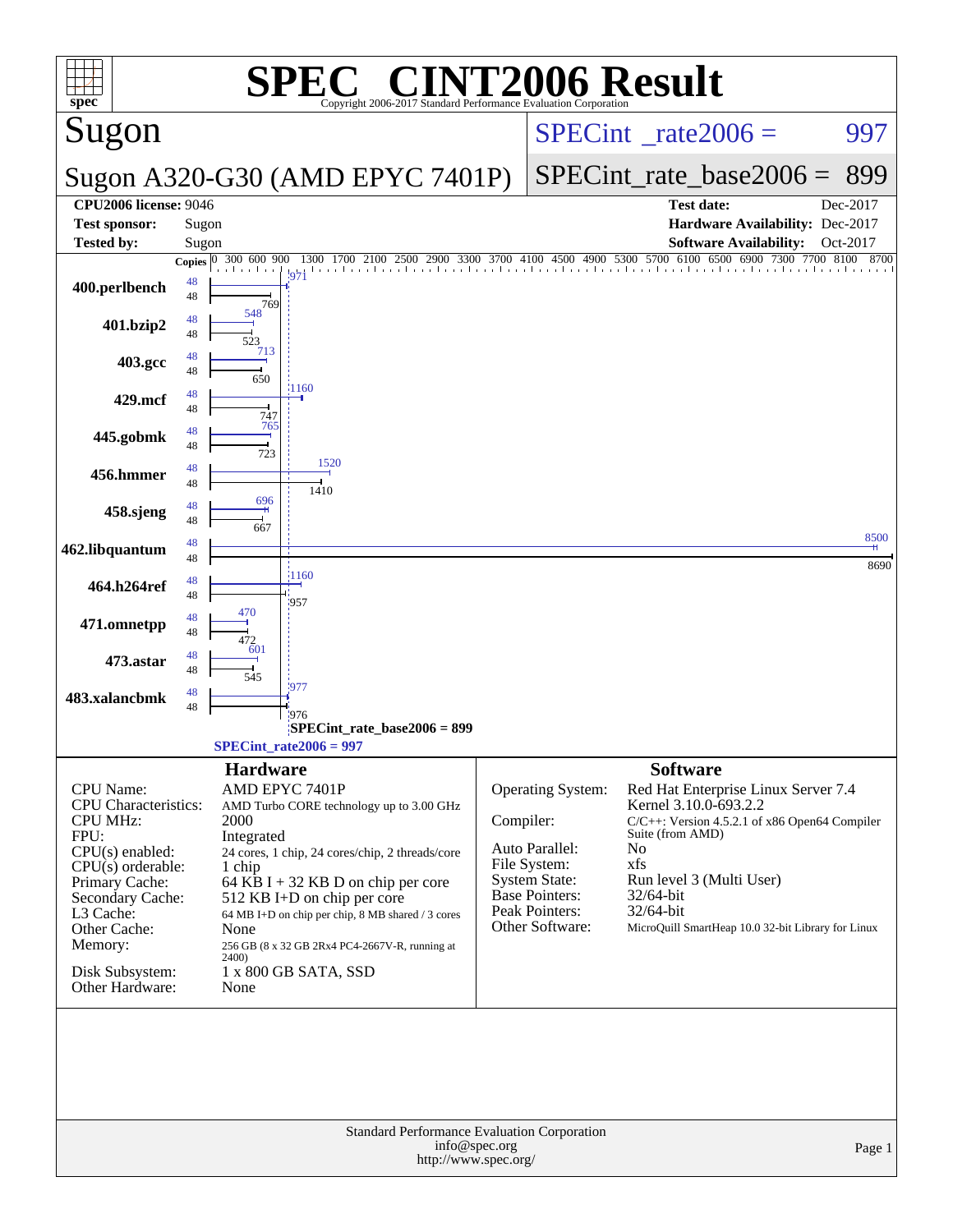# SPEC® CINT2006 Result

Copyright 2006-2017 Standard Performance Evaluation Corporation

## Sugon

**Sugon A320-G30 (AMD EPYC 7401P)**

SPECint_rate2006 = 997

SPECint_rate_base2006 = 899

| | | | |
|---|---|---|---|
| **CPU2006 license:** | 9046 | **Test date:** | Dec-2017 |
| **Test sponsor:** | Sugon | **Hardware Availability:** | Dec-2017 |
| **Tested by:** | Sugon | **Software Availability:** | Oct-2017 |

Copies 0 300 600 900 1300 1700 2100 2500 2900 3300 3700 4100 4500 4900 5300 5700 6100 6500 6900 7300 7700 8100 8700

400.perlbench 48 48 971 769
401.bzip2 48 48 548 523
403.gcc 48 48 713 650
429.mcf 48 48 1160 747
445.gobmk 48 48 765 723
456.hmmer 48 48 1520 1410
458.sjeng 48 48 696 667
462.libquantum 48 48 8500 8690
464.h264ref 48 48 1160 957
471.omnetpp 48 48 470 472
473.astar 48 48 601 545
483.xalancbmk 48 48 977 976

SPECint_rate_base2006 = 899

SPECint_rate2006 = 997

### Hardware

| | |
|---|---|
| CPU Name: | AMD EPYC 7401P |
| CPU Characteristics: | AMD Turbo CORE technology up to 3.00 GHz |
| CPU MHz: | 2000 |
| FPU: | Integrated |
| CPU(s) enabled: | 24 cores, 1 chip, 24 cores/chip, 2 threads/core |
| CPU(s) orderable: | 1 chip |
| Primary Cache: | 64 KB I + 32 KB D on chip per core |
| Secondary Cache: | 512 KB I+D on chip per core |
| L3 Cache: | 64 MB I+D on chip per chip, 8 MB shared / 3 cores |
| Other Cache: | None |
| Memory: | 256 GB (8 x 32 GB 2Rx4 PC4-2667V-R, running at 2400) |
| Disk Subsystem: | 1 x 800 GB SATA, SSD |
| Other Hardware: | None |

### Software

| | |
|---|---|
| Operating System: | Red Hat Enterprise Linux Server 7.4 Kernel 3.10.0-693.2.2 |
| Compiler: | C/C++: Version 4.5.2.1 of x86 Open64 Compiler Suite (from AMD) |
| Auto Parallel: | No |
| File System: | xfs |
| System State: | Run level 3 (Multi User) |
| Base Pointers: | 32/64-bit |
| Peak Pointers: | 32/64-bit |
| Other Software: | MicroQuill SmartHeap 10.0 32-bit Library for Linux |

Standard Performance Evaluation Corporation
info@spec.org
http://www.spec.org/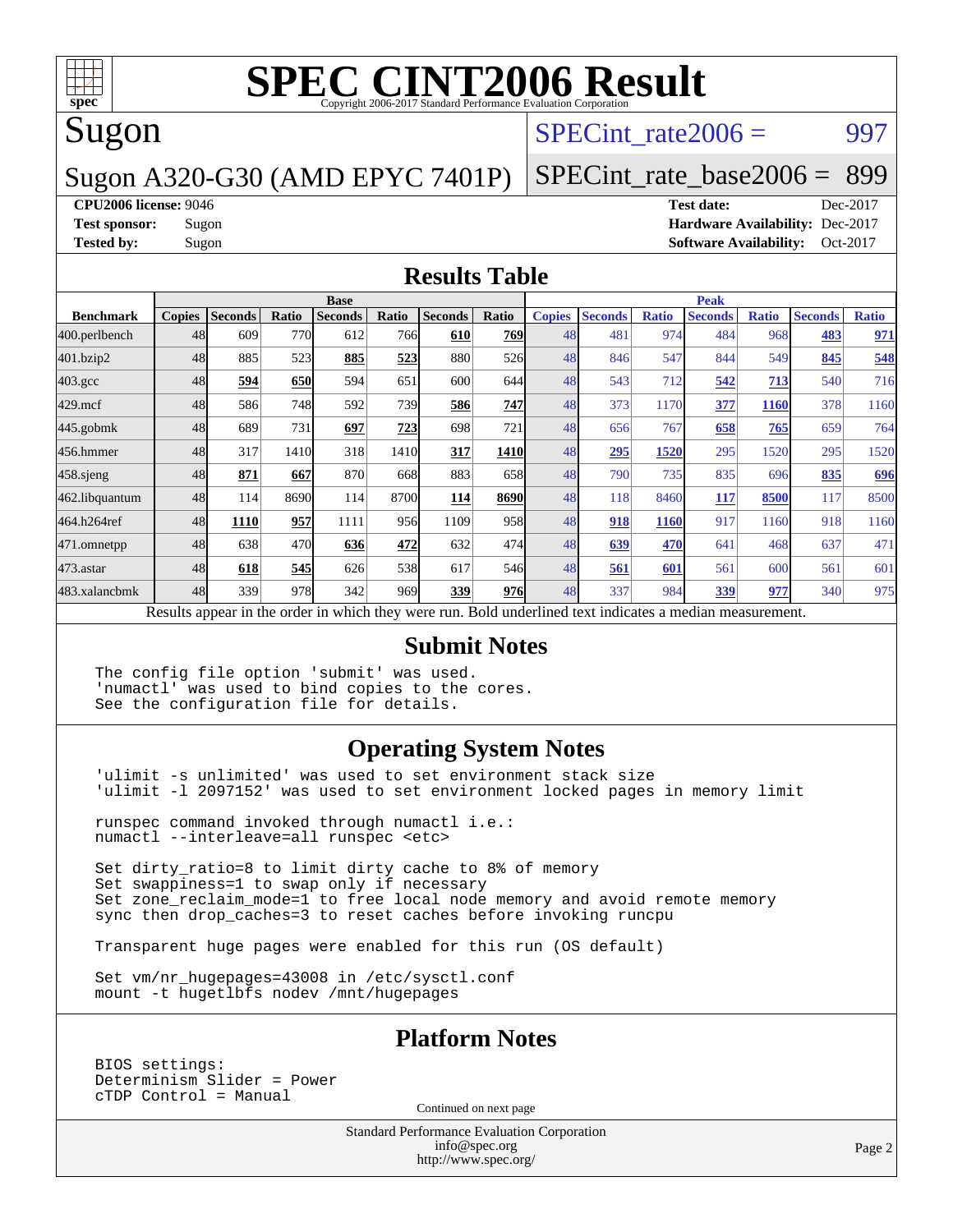# SPEC CINT2006 Result

Copyright 2006-2017 Standard Performance Evaluation Corporation

## Sugon

**SPECint_rate2006 = 997**

Sugon A320-G30 (AMD EPYC 7401P)

**SPECint_rate_base2006 = 899**

**CPU2006 license:** 9046
**Test sponsor:** Sugon
**Tested by:** Sugon

**Test date:** Dec-2017
**Hardware Availability:** Dec-2017
**Software Availability:** Oct-2017

## Results Table

| | Base | | | | | | | Peak | | | | | | |
|---|---|---|---|---|---|---|---|---|---|---|---|---|---|---|
| **Benchmark** | **Copies** | **Seconds** | **Ratio** | **Seconds** | **Ratio** | **Seconds** | **Ratio** | **Copies** | **Seconds** | **Ratio** | **Seconds** | **Ratio** | **Seconds** | **Ratio** |
| 400.perlbench | 48 | 609 | 770 | 612 | 766 | **610** | **769** | 48 | 481 | 974 | 484 | 968 | **483** | **971** |
| 401.bzip2 | 48 | 885 | 523 | **885** | **523** | 880 | 526 | 48 | 846 | 547 | 844 | 549 | **845** | **548** |
| 403.gcc | 48 | **594** | **650** | 594 | 651 | 600 | 644 | 48 | 543 | 712 | **542** | **713** | 540 | 716 |
| 429.mcf | 48 | 586 | 748 | 592 | 739 | **586** | **747** | 48 | 373 | 1170 | **377** | **1160** | 378 | 1160 |
| 445.gobmk | 48 | 689 | 731 | **697** | **723** | 698 | 721 | 48 | 656 | 767 | **658** | **765** | 659 | 764 |
| 456.hmmer | 48 | 317 | 1410 | 318 | 1410 | **317** | **1410** | 48 | **295** | **1520** | 295 | 1520 | 295 | 1520 |
| 458.sjeng | 48 | **871** | **667** | 870 | 668 | 883 | 658 | 48 | 790 | 735 | 835 | 696 | **835** | **696** |
| 462.libquantum | 48 | 114 | 8690 | 114 | 8700 | **114** | **8690** | 48 | 118 | 8460 | **117** | **8500** | 117 | 8500 |
| 464.h264ref | 48 | **1110** | **957** | 1111 | 956 | 1109 | 958 | 48 | **918** | **1160** | 917 | 1160 | 918 | 1160 |
| 471.omnetpp | 48 | 638 | 470 | **636** | **472** | 632 | 474 | 48 | **639** | **470** | 641 | 468 | 637 | 471 |
| 473.astar | 48 | **618** | **545** | 626 | 538 | 617 | 546 | 48 | **561** | **601** | 561 | 600 | 561 | 601 |
| 483.xalancbmk | 48 | 339 | 978 | 342 | 969 | **339** | **976** | 48 | 337 | 984 | **339** | **977** | 340 | 975 |

Results appear in the order in which they were run. Bold underlined text indicates a median measurement.

## Submit Notes

```
The config file option 'submit' was used.
'numactl' was used to bind copies to the cores.
See the configuration file for details.
```

## Operating System Notes

```
'ulimit -s unlimited' was used to set environment stack size
'ulimit -l 2097152' was used to set environment locked pages in memory limit

runspec command invoked through numactl i.e.:
numactl --interleave=all runspec <etc>

Set dirty_ratio=8 to limit dirty cache to 8% of memory
Set swappiness=1 to swap only if necessary
Set zone_reclaim_mode=1 to free local node memory and avoid remote memory
sync then drop_caches=3 to reset caches before invoking runcpu

Transparent huge pages were enabled for this run (OS default)

Set vm/nr_hugepages=43008 in /etc/sysctl.conf
mount -t hugetlbfs nodev /mnt/hugepages
```

## Platform Notes

```
BIOS settings:
Determinism Slider = Power
cTDP Control = Manual
```

Continued on next page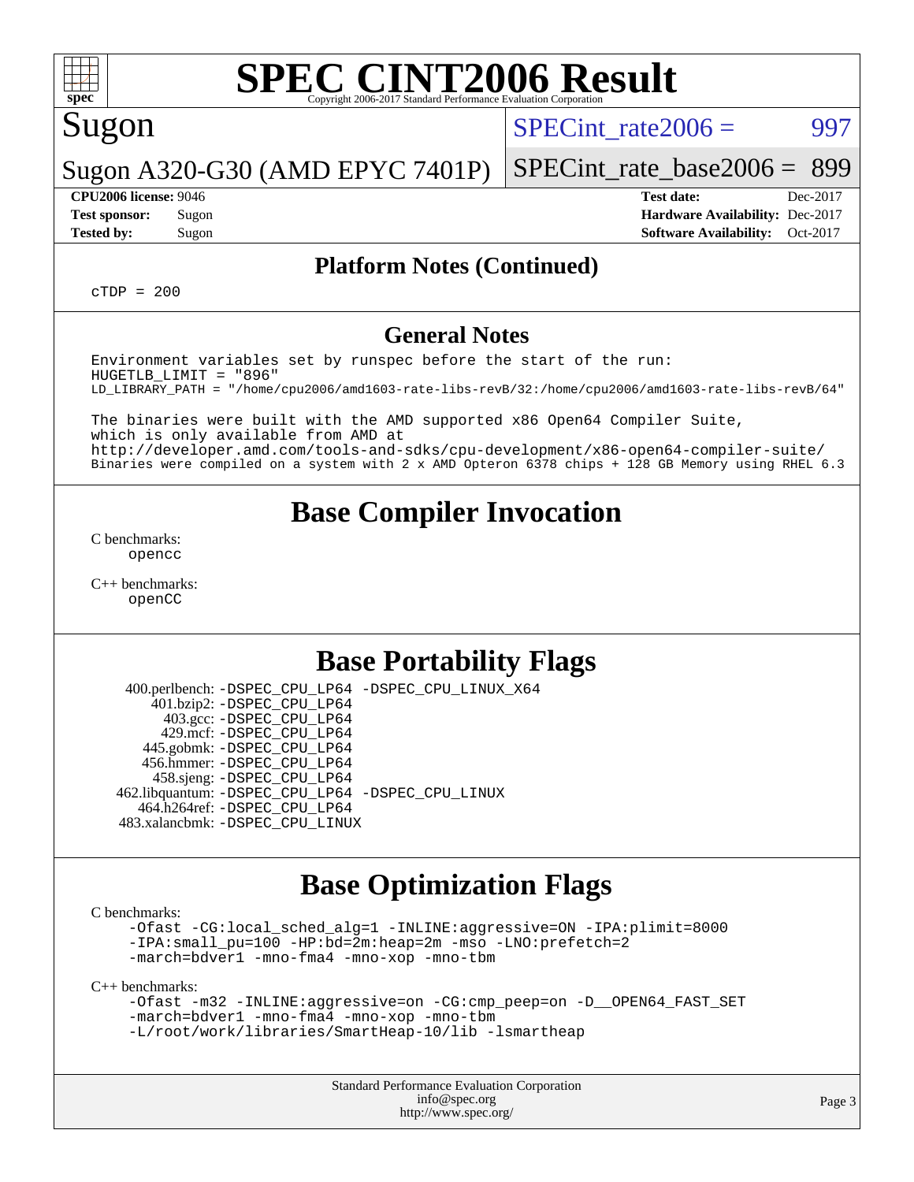## Platform Notes (Continued)

```
cTDP = 200
```

## General Notes

```
Environment variables set by runspec before the start of the run:
HUGETLB_LIMIT = "896"
LD_LIBRARY_PATH = "/home/cpu2006/amd1603-rate-libs-revB/32:/home/cpu2006/amd1603-rate-libs-revB/64"

The binaries were built with the AMD supported x86 Open64 Compiler Suite,
which is only available from AMD at
http://developer.amd.com/tools-and-sdks/cpu-development/x86-open64-compiler-suite/
Binaries were compiled on a system with 2 x AMD Opteron 6378 chips + 128 GB Memory using RHEL 6.3
```

# Base Compiler Invocation

C benchmarks:
```
opencc
```

C++ benchmarks:
```
openCC
```

# Base Portability Flags

| | |
|---|---|
| 400.perlbench: | -DSPEC_CPU_LP64 -DSPEC_CPU_LINUX_X64 |
| 401.bzip2: | -DSPEC_CPU_LP64 |
| 403.gcc: | -DSPEC_CPU_LP64 |
| 429.mcf: | -DSPEC_CPU_LP64 |
| 445.gobmk: | -DSPEC_CPU_LP64 |
| 456.hmmer: | -DSPEC_CPU_LP64 |
| 458.sjeng: | -DSPEC_CPU_LP64 |
| 462.libquantum: | -DSPEC_CPU_LP64 -DSPEC_CPU_LINUX |
| 464.h264ref: | -DSPEC_CPU_LP64 |
| 483.xalancbmk: | -DSPEC_CPU_LINUX |

# Base Optimization Flags

C benchmarks:
```
-Ofast -CG:local_sched_alg=1 -INLINE:aggressive=ON -IPA:plimit=8000
-IPA:small_pu=100 -HP:bd=2m:heap=2m -mso -LNO:prefetch=2
-march=bdver1 -mno-fma4 -mno-xop -mno-tbm
```

C++ benchmarks:
```
-Ofast -m32 -INLINE:aggressive=on -CG:cmp_peep=on -D__OPEN64_FAST_SET
-march=bdver1 -mno-fma4 -mno-xop -mno-tbm
-L/root/work/libraries/SmartHeap-10/lib -lsmartheap
```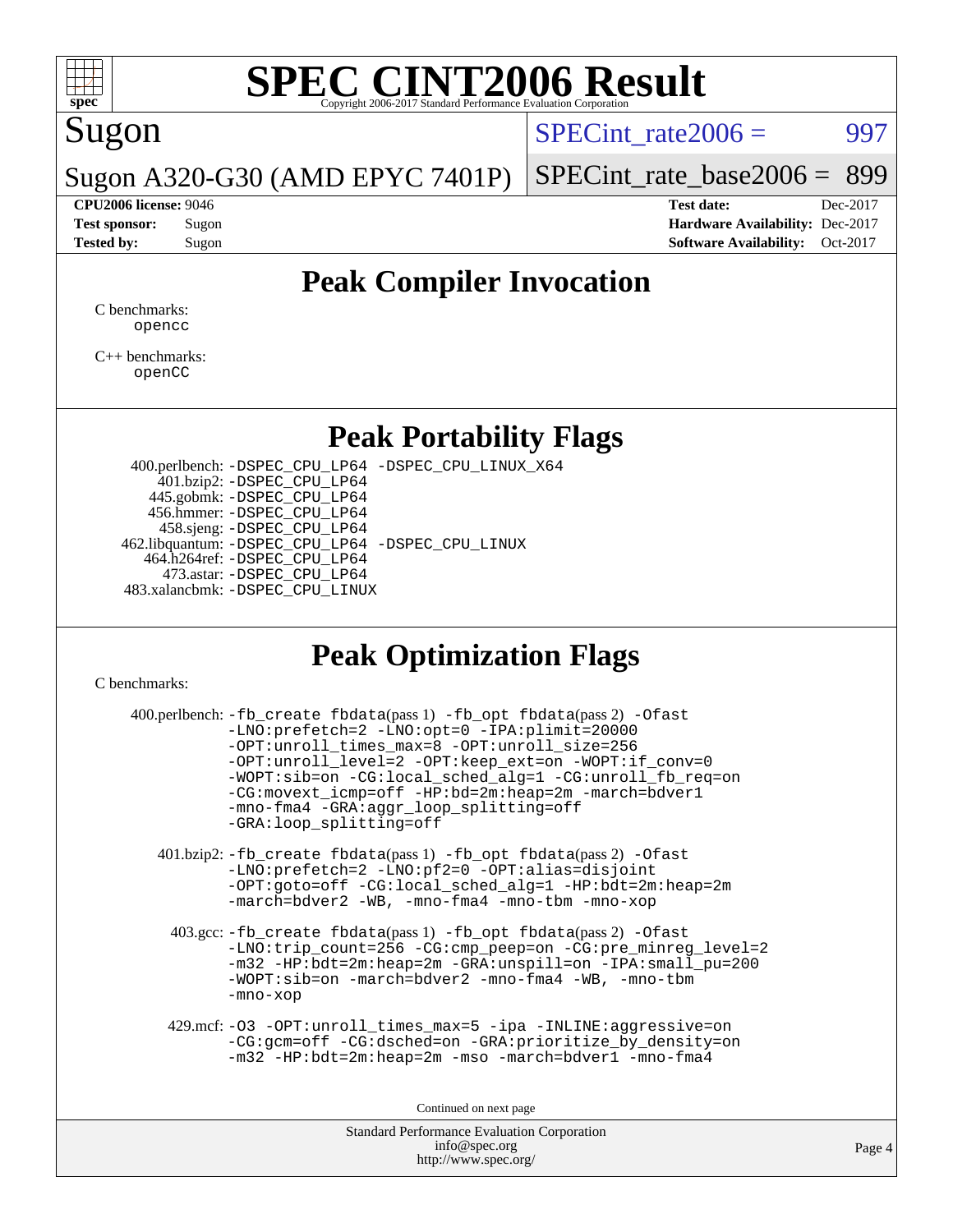# Peak Compiler Invocation

C benchmarks:
opencc

C++ benchmarks:
openCC

# Peak Portability Flags

400.perlbench: -DSPEC_CPU_LP64 -DSPEC_CPU_LINUX_X64
401.bzip2: -DSPEC_CPU_LP64
445.gobmk: -DSPEC_CPU_LP64
456.hmmer: -DSPEC_CPU_LP64
458.sjeng: -DSPEC_CPU_LP64
462.libquantum: -DSPEC_CPU_LP64 -DSPEC_CPU_LINUX
464.h264ref: -DSPEC_CPU_LP64
473.astar: -DSPEC_CPU_LP64
483.xalancbmk: -DSPEC_CPU_LINUX

# Peak Optimization Flags

C benchmarks:

400.perlbench: -fb_create fbdata(pass 1) -fb_opt fbdata(pass 2) -Ofast -LNO:prefetch=2 -LNO:opt=0 -IPA:plimit=20000 -OPT:unroll_times_max=8 -OPT:unroll_size=256 -OPT:unroll_level=2 -OPT:keep_ext=on -WOPT:if_conv=0 -WOPT:sib=on -CG:local_sched_alg=1 -CG:unroll_fb_req=on -CG:movext_icmp=off -HP:bd=2m:heap=2m -march=bdver1 -mno-fma4 -GRA:aggr_loop_splitting=off -GRA:loop_splitting=off

401.bzip2: -fb_create fbdata(pass 1) -fb_opt fbdata(pass 2) -Ofast -LNO:prefetch=2 -LNO:pf2=0 -OPT:alias=disjoint -OPT:goto=off -CG:local_sched_alg=1 -HP:bdt=2m:heap=2m -march=bdver2 -WB, -mno-fma4 -mno-tbm -mno-xop

403.gcc: -fb_create fbdata(pass 1) -fb_opt fbdata(pass 2) -Ofast -LNO:trip_count=256 -CG:cmp_peep=on -CG:pre_minreg_level=2 -m32 -HP:bdt=2m:heap=2m -GRA:unspill=on -IPA:small_pu=200 -WOPT:sib=on -march=bdver2 -mno-fma4 -WB, -mno-tbm -mno-xop

429.mcf: -O3 -OPT:unroll_times_max=5 -ipa -INLINE:aggressive=on -CG:gcm=off -CG:dsched=on -GRA:prioritize_by_density=on -m32 -HP:bdt=2m:heap=2m -mso -march=bdver1 -mno-fma4

Continued on next page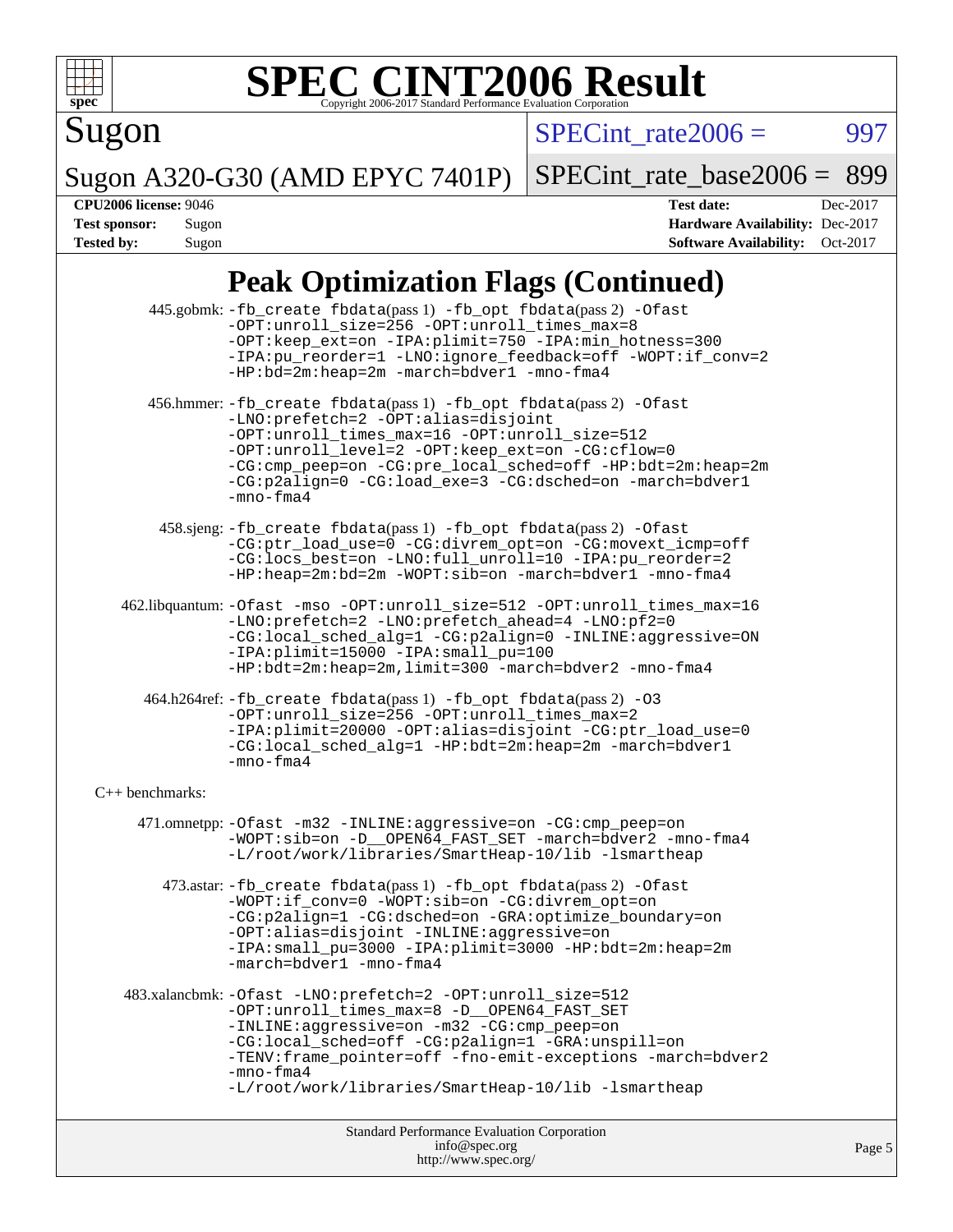# SPEC CINT2006 Result

Copyright 2006-2017 Standard Performance Evaluation Corporation

**Sugon**

**Sugon A320-G30 (AMD EPYC 7401P)**

SPECint_rate2006 = 997

SPECint_rate_base2006 = 899

| | | | |
|---|---|---|---|
| **CPU2006 license:** | 9046 | **Test date:** | Dec-2017 |
| **Test sponsor:** | Sugon | **Hardware Availability:** | Dec-2017 |
| **Tested by:** | Sugon | **Software Availability:** | Oct-2017 |

## Peak Optimization Flags (Continued)

445.gobmk: -fb_create fbdata(pass 1) -fb_opt fbdata(pass 2) -Ofast -OPT:unroll_size=256 -OPT:unroll_times_max=8 -OPT:keep_ext=on -IPA:plimit=750 -IPA:min_hotness=300 -IPA:pu_reorder=1 -LNO:ignore_feedback=off -WOPT:if_conv=2 -HP:bd=2m:heap=2m -march=bdver1 -mno-fma4

456.hmmer: -fb_create fbdata(pass 1) -fb_opt fbdata(pass 2) -Ofast -LNO:prefetch=2 -OPT:alias=disjoint -OPT:unroll_times_max=16 -OPT:unroll_size=512 -OPT:unroll_level=2 -OPT:keep_ext=on -CG:cflow=0 -CG:cmp_peep=on -CG:pre_local_sched=off -HP:bdt=2m:heap=2m -CG:p2align=0 -CG:load_exe=3 -CG:dsched=on -march=bdver1 -mno-fma4

458.sjeng: -fb_create fbdata(pass 1) -fb_opt fbdata(pass 2) -Ofast -CG:ptr_load_use=0 -CG:divrem_opt=on -CG:movext_icmp=off -CG:locs_best=on -LNO:full_unroll=10 -IPA:pu_reorder=2 -HP:heap=2m:bd=2m -WOPT:sib=on -march=bdver1 -mno-fma4

462.libquantum: -Ofast -mso -OPT:unroll_size=512 -OPT:unroll_times_max=16 -LNO:prefetch=2 -LNO:prefetch_ahead=4 -LNO:pf2=0 -CG:local_sched_alg=1 -CG:p2align=0 -INLINE:aggressive=ON -IPA:plimit=15000 -IPA:small_pu=100 -HP:bdt=2m:heap=2m,limit=300 -march=bdver2 -mno-fma4

464.h264ref: -fb_create fbdata(pass 1) -fb_opt fbdata(pass 2) -O3 -OPT:unroll_size=256 -OPT:unroll_times_max=2 -IPA:plimit=20000 -OPT:alias=disjoint -CG:ptr_load_use=0 -CG:local_sched_alg=1 -HP:bdt=2m:heap=2m -march=bdver1 -mno-fma4

C++ benchmarks:

471.omnetpp: -Ofast -m32 -INLINE:aggressive=on -CG:cmp_peep=on -WOPT:sib=on -D__OPEN64_FAST_SET -march=bdver2 -mno-fma4 -L/root/work/libraries/SmartHeap-10/lib -lsmartheap

473.astar: -fb_create fbdata(pass 1) -fb_opt fbdata(pass 2) -Ofast -WOPT:if_conv=0 -WOPT:sib=on -CG:divrem_opt=on -CG:p2align=1 -CG:dsched=on -GRA:optimize_boundary=on -OPT:alias=disjoint -INLINE:aggressive=on -IPA:small_pu=3000 -IPA:plimit=3000 -HP:bdt=2m:heap=2m -march=bdver1 -mno-fma4

483.xalancbmk: -Ofast -LNO:prefetch=2 -OPT:unroll_size=512 -OPT:unroll_times_max=8 -D__OPEN64_FAST_SET -INLINE:aggressive=on -m32 -CG:cmp_peep=on -CG:local_sched=off -CG:p2align=1 -GRA:unspill=on -TENV:frame_pointer=off -fno-emit-exceptions -march=bdver2 -mno-fma4 -L/root/work/libraries/SmartHeap-10/lib -lsmartheap

Standard Performance Evaluation Corporation
info@spec.org
http://www.spec.org/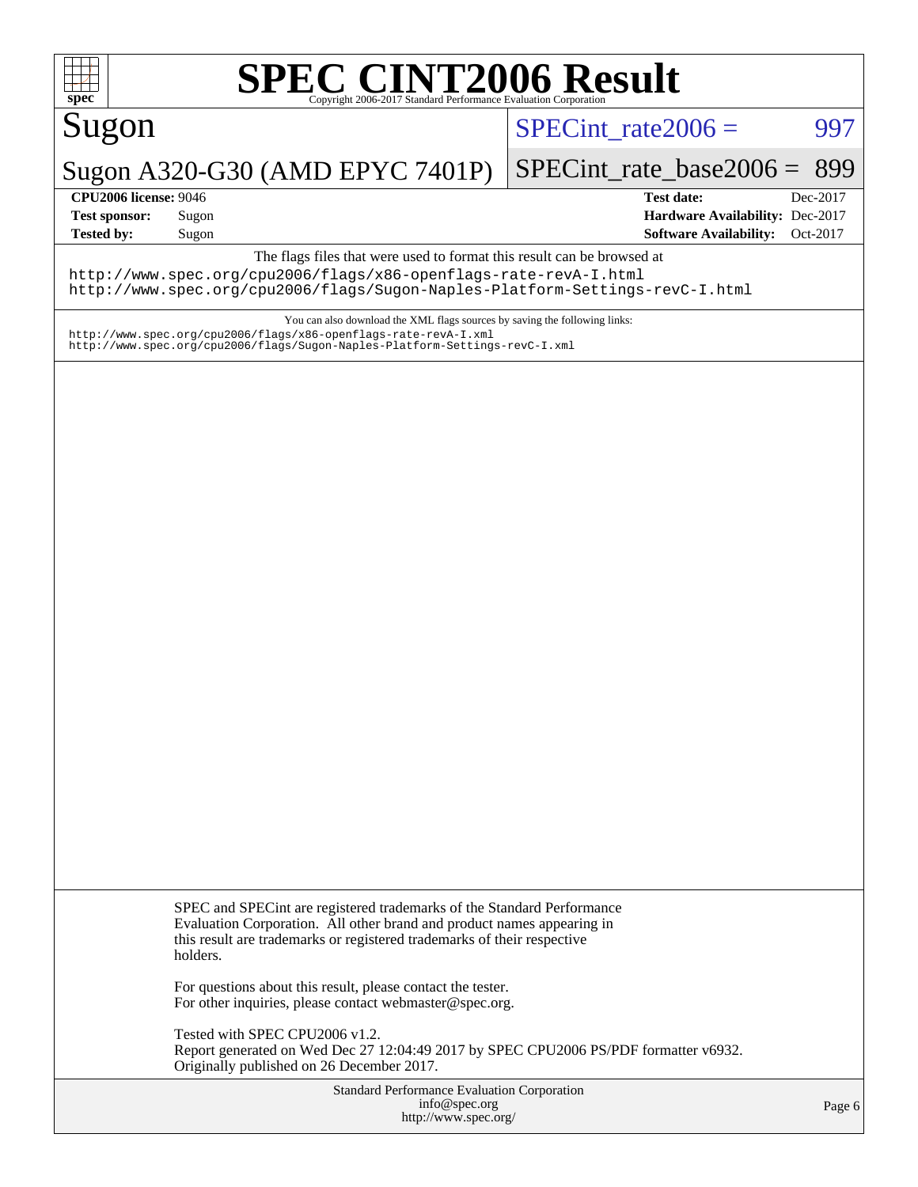# SPEC CINT2006 Result

Copyright 2006-2017 Standard Performance Evaluation Corporation

**Sugon**

**Sugon A320-G30 (AMD EPYC 7401P)**

SPECint_rate2006 = 997

SPECint_rate_base2006 = 899

| | | | |
|---|---|---|---|
| **CPU2006 license:** 9046 | | **Test date:** | Dec-2017 |
| **Test sponsor:** | Sugon | **Hardware Availability:** | Dec-2017 |
| **Tested by:** | Sugon | **Software Availability:** | Oct-2017 |

The flags files that were used to format this result can be browsed at

http://www.spec.org/cpu2006/flags/x86-openflags-rate-revA-I.html
http://www.spec.org/cpu2006/flags/Sugon-Naples-Platform-Settings-revC-I.html

You can also download the XML flags sources by saving the following links:

http://www.spec.org/cpu2006/flags/x86-openflags-rate-revA-I.xml
http://www.spec.org/cpu2006/flags/Sugon-Naples-Platform-Settings-revC-I.xml

SPEC and SPECint are registered trademarks of the Standard Performance Evaluation Corporation. All other brand and product names appearing in this result are trademarks or registered trademarks of their respective holders.

For questions about this result, please contact the tester.
For other inquiries, please contact webmaster@spec.org.

Tested with SPEC CPU2006 v1.2.
Report generated on Wed Dec 27 12:04:49 2017 by SPEC CPU2006 PS/PDF formatter v6932.
Originally published on 26 December 2017.